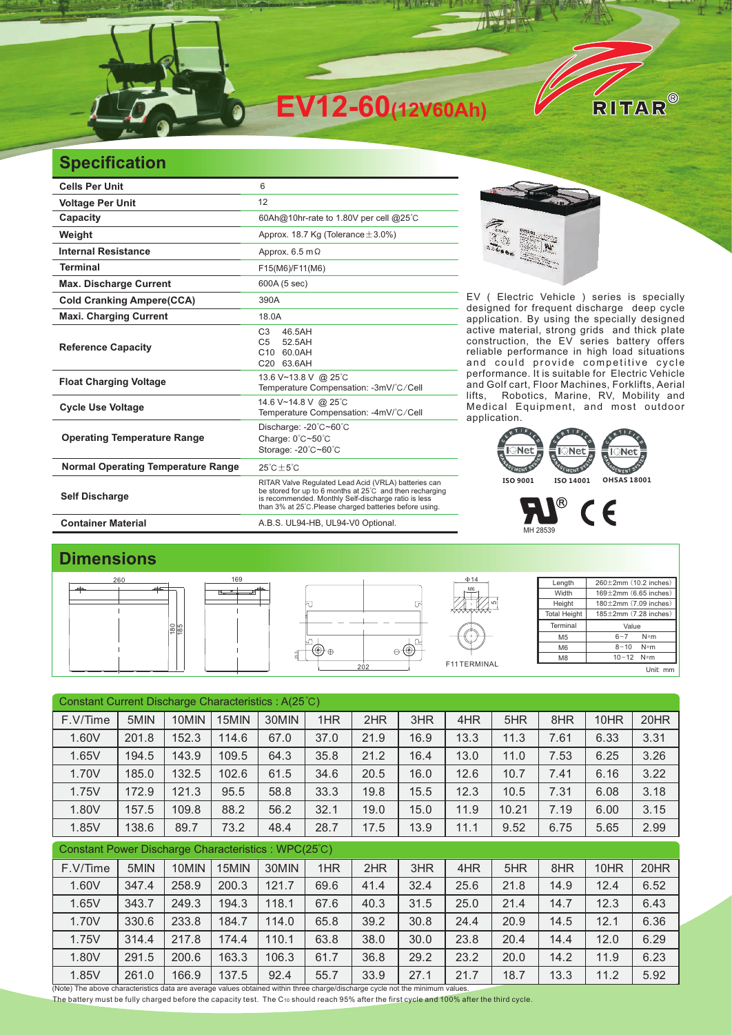# EV12-60(12V60Ah)

RITAR®

## Specification

| | |
|---|---|
| **Cells Per Unit** | 6 |
| **Voltage Per Unit** | 12 |
| **Capacity** | 60Ah@10hr-rate to 1.80V per cell @25°C |
| **Weight** | Approx. 18.7 Kg (Tolerance±3.0%) |
| **Internal Resistance** | Approx. 6.5 mΩ |
| **Terminal** | F15(M6)/F11(M6) |
| **Max. Discharge Current** | 600A (5 sec) |
| **Cold Cranking Ampere(CCA)** | 390A |
| **Maxi. Charging Current** | 18.0A |
| **Reference Capacity** | C3 46.5AH<br>C5 52.5AH<br>C10 60.0AH<br>C20 63.6AH |
| **Float Charging Voltage** | 13.6 V~13.8 V @ 25°C<br>Temperature Compensation: -3mV/°C/Cell |
| **Cycle Use Voltage** | 14.6 V~14.8 V @ 25°C<br>Temperature Compensation: -4mV/°C/Cell |
| **Operating Temperature Range** | Discharge: -20°C~60°C<br>Charge: 0°C~50°C<br>Storage: -20°C~60°C |
| **Normal Operating Temperature Range** | 25°C±5°C |
| **Self Discharge** | RITAR Valve Regulated Lead Acid (VRLA) batteries can be stored for up to 6 months at 25°C and then recharging is recommended. Monthly Self-discharge ratio is less than 3% at 25°C.Please charged batteries before using. |
| **Container Material** | A.B.S. UL94-HB, UL94-V0 Optional. |

EV ( Electric Vehicle ) series is specially designed for frequent discharge deep cycle application. By using the specially designed active material, strong grids and thick plate construction, the EV series battery offers reliable performance in high load situations and could provide competitive cycle performance. It is suitable for Electric Vehicle and Golf cart, Floor Machines, Forklifts, Aerial lifts, Robotics, Marine, RV, Mobility and Medical Equipment, and most outdoor application.

ISO 9001 ISO 14001 OHSAS 18001

MH 28539

## Dimensions

260 169 180 185 202 Φ14 M6 F11TERMINAL

| Length | 260±2mm (10.2 inches) |
|---|---|
| Width | 169±2mm (6.65 inches) |
| Height | 180±2mm (7.09 inches) |
| Total Height | 185±2mm (7.28 inches) |

| Terminal | Value |
|---|---|
| M5 | 6~7 N*m |
| M6 | 8~10 N*m |
| M8 | 10~12 N*m |

Unit: mm

Constant Current Discharge Characteristics : A(25°C)

| F.V/Time | 5MIN | 10MIN | 15MIN | 30MIN | 1HR | 2HR | 3HR | 4HR | 5HR | 8HR | 10HR | 20HR |
|---|---|---|---|---|---|---|---|---|---|---|---|---|
| 1.60V | 201.8 | 152.3 | 114.6 | 67.0 | 37.0 | 21.9 | 16.9 | 13.3 | 11.3 | 7.61 | 6.33 | 3.31 |
| 1.65V | 194.5 | 143.9 | 109.5 | 64.3 | 35.8 | 21.2 | 16.4 | 13.0 | 11.0 | 7.53 | 6.25 | 3.26 |
| 1.70V | 185.0 | 132.5 | 102.6 | 61.5 | 34.6 | 20.5 | 16.0 | 12.6 | 10.7 | 7.41 | 6.16 | 3.22 |
| 1.75V | 172.9 | 121.3 | 95.5 | 58.8 | 33.3 | 19.8 | 15.5 | 12.3 | 10.5 | 7.31 | 6.08 | 3.18 |
| 1.80V | 157.5 | 109.8 | 88.2 | 56.2 | 32.1 | 19.0 | 15.0 | 11.9 | 10.21 | 7.19 | 6.00 | 3.15 |
| 1.85V | 138.6 | 89.7 | 73.2 | 48.4 | 28.7 | 17.5 | 13.9 | 11.1 | 9.52 | 6.75 | 5.65 | 2.99 |

Constant Power Discharge Characteristics : WPC(25°C)

| F.V/Time | 5MIN | 10MIN | 15MIN | 30MIN | 1HR | 2HR | 3HR | 4HR | 5HR | 8HR | 10HR | 20HR |
|---|---|---|---|---|---|---|---|---|---|---|---|---|
| 1.60V | 347.4 | 258.9 | 200.3 | 121.7 | 69.6 | 41.4 | 32.4 | 25.6 | 21.8 | 14.9 | 12.4 | 6.52 |
| 1.65V | 343.7 | 249.3 | 194.3 | 118.1 | 67.6 | 40.3 | 31.5 | 25.0 | 21.4 | 14.7 | 12.3 | 6.43 |
| 1.70V | 330.6 | 233.8 | 184.7 | 114.0 | 65.8 | 39.2 | 30.8 | 24.4 | 20.9 | 14.5 | 12.1 | 6.36 |
| 1.75V | 314.4 | 217.8 | 174.4 | 110.1 | 63.8 | 38.0 | 30.0 | 23.8 | 20.4 | 14.4 | 12.0 | 6.29 |
| 1.80V | 291.5 | 200.6 | 163.3 | 106.3 | 61.7 | 36.8 | 29.2 | 23.2 | 20.0 | 14.2 | 11.9 | 6.23 |
| 1.85V | 261.0 | 166.9 | 137.5 | 92.4 | 55.7 | 33.9 | 27.1 | 21.7 | 18.7 | 13.3 | 11.2 | 5.92 |

(Note) The above characteristics data are average values obtained within three charge/discharge cycle not the minimum values.
The battery must be fully charged before the capacity test. The $C_{10}$ should reach 95% after the first cycle and 100% after the third cycle.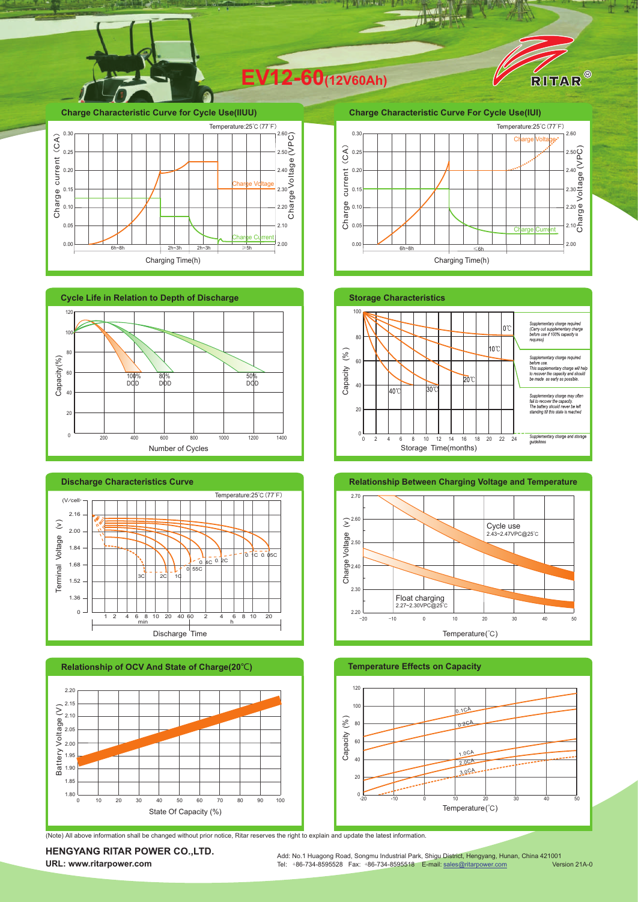# EV12-60(12V60Ah)

RITAR®

## Charge Characteristic Curve for Cycle Use(IIUU)

Temperature:25℃ (77℉)

Charge current (CA)

0.30
0.25
0.20
0.15
0.10
0.05
0.00

Charge Voltage (VPC)

2.60
2.50
2.40
2.30
2.20
2.10
2.00

Charge Voltage

Charge Current

6h~8h
2h~3h
2h~3h
≥5h

Charging Time(h)

## Charge Characteristic Curve For Cycle Use(IUI)

Temperature:25℃ (77℉)

Charge current (CA)

0.30
0.25
0.20
0.15
0.10
0.05
0.00

Charge Voltage (VPC)

2.60
2.50
2.40
2.30
2.20
2.10
2.00

Charge Voltage

Charge Current

6h~8h
≤6h

Charging Time(h)

## Cycle Life in Relation to Depth of Discharge

Capacity(%)

120
100
80
60
40
20
0

100% DOD
80% DOD
50% DOD

200
400
600
800
1000
1200
1400

Number of Cycles

## Storage Characteristics

Capacity (%)

100
80
60
40
20
0

0℃
10℃
20℃
30℃
40℃

0
2
4
6
8
10
12
14
16
18
20
22
24

Storage Time(months)

*Supplementary charge required (Carry out supplementary charge before use if 100% capacity is requires)*

*Supplementary charge required before use. This supplementary charge will help to recover the capacity and should be made as early as possible.*

*Supplementary charge may often fail to recover the capacity. The battery should never be left standing till this state is reached*

*Supplementary charge and storage guidelines*

## Discharge Characteristics Curve

Temperature:25℃ (77℉)

Terminal Voltage (v)

(V/cell)

2.16
2.00
1.84
1.68
1.52
1.36
0

3C
2C
1C
0.55C
0.4C
0.2C
0.1C
0.05C

1
2
4
6
8
10
20
40
60
min

2
4
6
8
10
20
h

Discharge Time

## Relationship Between Charging Voltage and Temperature

Charge Voltage (v)

2.70
2.60
2.50
2.40
2.30
2.20

Cycle use
2.43~2.47VPC@25℃

Float charging
2.27~2.30VPC@25℃

−20
−10
0
10
20
30
40
50

Temperature(℃)

## Relationship of OCV And State of Charge(20℃)

Battery Voltage (V)

2.20
2.15
2.10
2.05
2.00
1.95
1.90
1.85
1.80

0
10
20
30
40
50
60
70
80
90
100

State Of Capacity (%)

## Temperature Effects on Capacity

Capacity (%)

120
100
80
60
40
20
0

0.1CA
0.2CA
1.0CA
2.0CA
3.0CA

-20
-10
0
10
20
30
40
50

Temperature(℃)

(Note) All above information shall be changed without prior notice, Ritar reserves the right to explain and update the latest information.

**HENGYANG RITAR POWER CO.,LTD.**

**URL: www.ritarpower.com**

Add: No.1 Huagong Road, Songmu Industrial Park, Shigu District, Hengyang, Hunan, China 421001

Tel: +86-734-8595528 Fax: +86-734-8595518 E-mail: sales@ritarpower.com

Version 21A-0